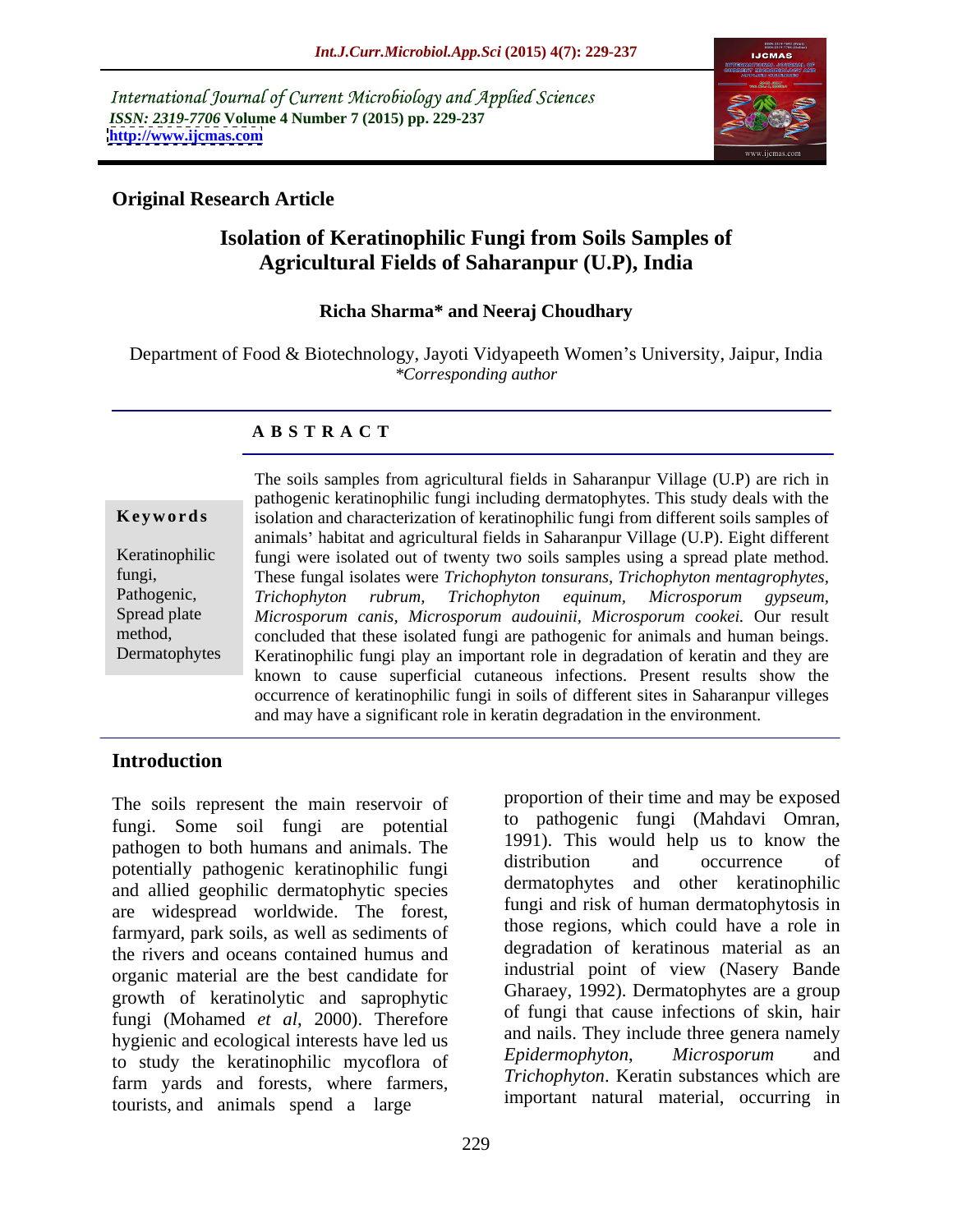International Journal of Current Microbiology and Applied Sciences
*ISSN: 2319-7706* **Volume 4 Number 7 (2015) pp. 229-237**
**http://www.ijcmas.com**

**Original Research Article**

# Isolation of Keratinophilic Fungi from Soils Samples of Agricultural Fields of Saharanpur (U.P), India

**Richa Sharma\* and Neeraj Choudhary**

Department of Food & Biotechnology, Jayoti Vidyapeeth Women's University, Jaipur, India
*\*Corresponding author*

## A B S T R A C T

**Keywords**

Keratinophilic fungi, Pathogenic, Spread plate method, Dermatophytes

The soils samples from agricultural fields in Saharanpur Village (U.P) are rich in pathogenic keratinophilic fungi including dermatophytes. This study deals with the isolation and characterization of keratinophilic fungi from different soils samples of animals' habitat and agricultural fields in Saharanpur Village (U.P). Eight different fungi were isolated out of twenty two soils samples using a spread plate method. These fungal isolates were *Trichophyton tonsurans, Trichophyton mentagrophytes, Trichophyton rubrum, Trichophyton equinum, Microsporum gypseum, Microsporum canis, Microsporum audouinii, Microsporum cookei.* Our result concluded that these isolated fungi are pathogenic for animals and human beings. Keratinophilic fungi play an important role in degradation of keratin and they are known to cause superficial cutaneous infections. Present results show the occurrence of keratinophilic fungi in soils of different sites in Saharanpur villeges and may have a significant role in keratin degradation in the environment.

## Introduction

The soils represent the main reservoir of fungi. Some soil fungi are potential pathogen to both humans and animals. The potentially pathogenic keratinophilic fungi and allied geophilic dermatophytic species are widespread worldwide. The forest, farmyard, park soils, as well as sediments of the rivers and oceans contained humus and organic material are the best candidate for growth of keratinolytic and saprophytic fungi (Mohamed *et al*, 2000). Therefore hygienic and ecological interests have led us to study the keratinophilic mycoflora of farm yards and forests, where farmers, tourists, and animals spend a large proportion of their time and may be exposed to pathogenic fungi (Mahdavi Omran, 1991). This would help us to know the distribution and occurrence of dermatophytes and other keratinophilic fungi and risk of human dermatophytosis in those regions, which could have a role in degradation of keratinous material as an industrial point of view (Nasery Bande Gharaey, 1992). Dermatophytes are a group of fungi that cause infections of skin, hair and nails. They include three genera namely *Epidermophyton*, *Microsporum* and *Trichophyton*. Keratin substances which are important natural material, occurring in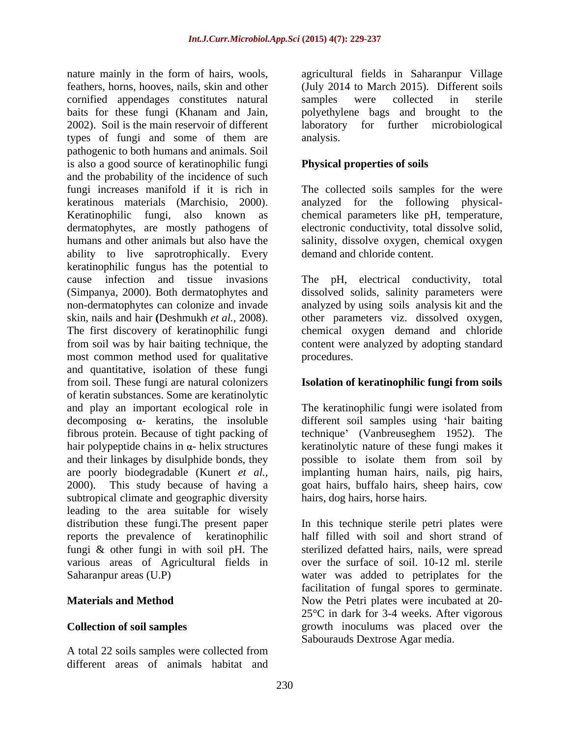nature mainly in the form of hairs, wools, feathers, horns, hooves, nails, skin and other cornified appendages constitutes natural baits for these fungi (Khanam and Jain, 2002). Soil is the main reservoir of different types of fungi and some of them are pathogenic to both humans and animals. Soil is also a good source of keratinophilic fungi and the probability of the incidence of such fungi increases manifold if it is rich in keratinous materials (Marchisio, 2000). Keratinophilic fungi, also known as dermatophytes, are mostly pathogens of humans and other animals but also have the ability to live saprotrophically. Every keratinophilic fungus has the potential to cause infection and tissue invasions (Simpanya, 2000). Both dermatophytes and non-dermatophytes can colonize and invade skin, nails and hair **(**Deshmukh *et al.,* 2008). The first discovery of keratinophilic fungi from soil was by hair baiting technique, the most common method used for qualitative and quantitative, isolation of these fungi from soil. These fungi are natural colonizers of keratin substances. Some are keratinolytic and play an important ecological role in decomposing α- keratins, the insoluble fibrous protein. Because of tight packing of hair polypeptide chains in α- helix structures and their linkages by disulphide bonds, they are poorly biodegradable (Kunert *et al.,* 2000). This study because of having a subtropical climate and geographic diversity leading to the area suitable for wisely distribution these fungi.The present paper reports the prevalence of keratinophilic fungi & other fungi in with soil pH. The various areas of Agricultural fields in Saharanpur areas (U.P)

## Materials and Method

### Collection of soil samples

A total 22 soils samples were collected from different areas of animals habitat and agricultural fields in Saharanpur Village (July 2014 to March 2015). Different soils samples were collected in sterile polyethylene bags and brought to the laboratory for further microbiological analysis.

### Physical properties of soils

The collected soils samples for the were analyzed for the following physical-chemical parameters like pH, temperature, electronic conductivity, total dissolve solid, salinity, dissolve oxygen, chemical oxygen demand and chloride content.

The pH, electrical conductivity, total dissolved solids, salinity parameters were analyzed by using soils analysis kit and the other parameters viz. dissolved oxygen, chemical oxygen demand and chloride content were analyzed by adopting standard procedures.

### Isolation of keratinophilic fungi from soils

The keratinophilic fungi were isolated from different soil samples using 'hair baiting technique' (Vanbreuseghem 1952). The keratinolytic nature of these fungi makes it possible to isolate them from soil by implanting human hairs, nails, pig hairs, goat hairs, buffalo hairs, sheep hairs, cow hairs, dog hairs, horse hairs.

In this technique sterile petri plates were half filled with soil and short strand of sterilized defatted hairs, nails, were spread over the surface of soil. 10-12 ml. sterile water was added to petriplates for the facilitation of fungal spores to germinate. Now the Petri plates were incubated at 20-25°C in dark for 3-4 weeks. After vigorous growth inoculums was placed over the Sabourauds Dextrose Agar media.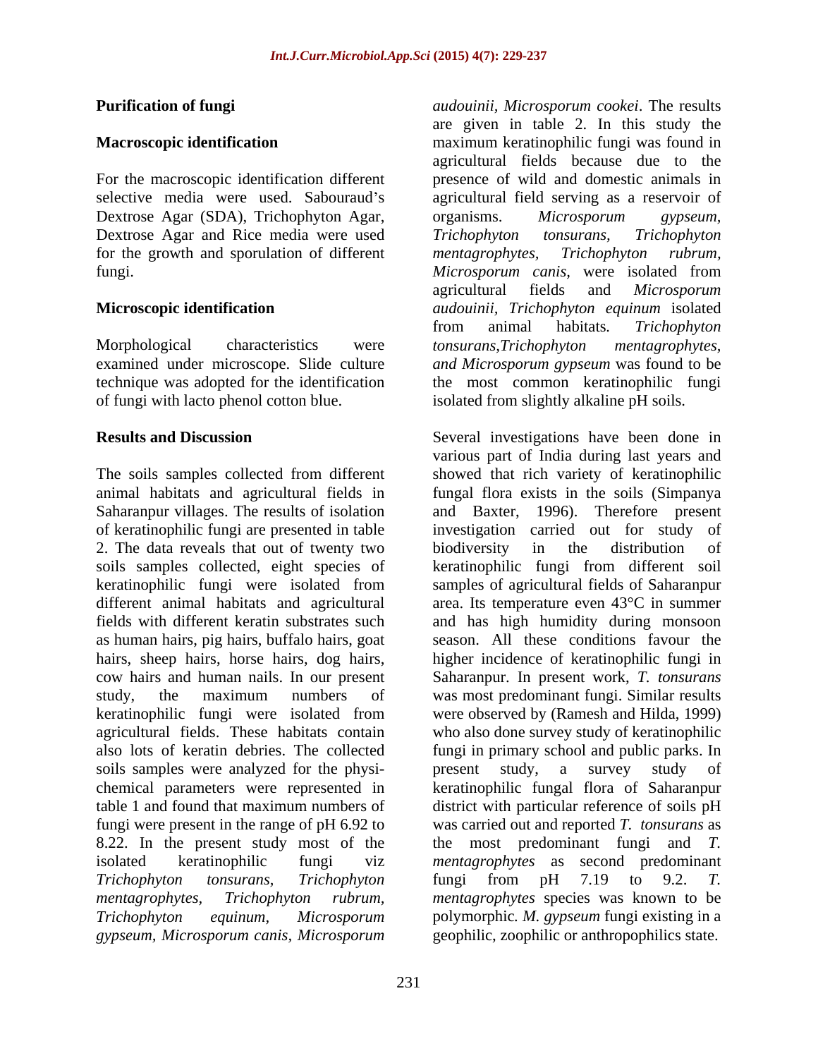## Purification of fungi

### Macroscopic identification

For the macroscopic identification different selective media were used. Sabouraud's Dextrose Agar (SDA), Trichophyton Agar, Dextrose Agar and Rice media were used for the growth and sporulation of different fungi.

### Microscopic identification

Morphological characteristics were examined under microscope. Slide culture technique was adopted for the identification of fungi with lacto phenol cotton blue.

## Results and Discussion

The soils samples collected from different animal habitats and agricultural fields in Saharanpur villages. The results of isolation of keratinophilic fungi are presented in table 2. The data reveals that out of twenty two soils samples collected, eight species of keratinophilic fungi were isolated from different animal habitats and agricultural fields with different keratin substrates such as human hairs, pig hairs, buffalo hairs, goat hairs, sheep hairs, horse hairs, dog hairs, cow hairs and human nails. In our present study, the maximum numbers of keratinophilic fungi were isolated from agricultural fields. These habitats contain also lots of keratin debries. The collected soils samples were analyzed for the physi-chemical parameters were represented in table 1 and found that maximum numbers of fungi were present in the range of pH 6.92 to 8.22. In the present study most of the isolated keratinophilic fungi viz *Trichophyton tonsurans*, *Trichophyton mentagrophytes, Trichophyton rubrum*, *Trichophyton equinum*, *Microsporum gypseum, Microsporum canis, Microsporum audouinii, Microsporum cookei*. The results are given in table 2. In this study the maximum keratinophilic fungi was found in agricultural fields because due to the presence of wild and domestic animals in agricultural field serving as a reservoir of organisms. *Microsporum gypseum, Trichophyton tonsurans, Trichophyton mentagrophytes, Trichophyton rubrum, Microsporum canis,* were isolated from agricultural fields and *Microsporum audouinii, Trichophyton equinum* isolated from animal habitats*. Trichophyton tonsurans,Trichophyton mentagrophytes, and Microsporum gypseum* was found to be the most common keratinophilic fungi isolated from slightly alkaline pH soils.

Several investigations have been done in various part of India during last years and showed that rich variety of keratinophilic fungal flora exists in the soils (Simpanya and Baxter, 1996). Therefore present investigation carried out for study of biodiversity in the distribution of keratinophilic fungi from different soil samples of agricultural fields of Saharanpur area. Its temperature even 43°C in summer and has high humidity during monsoon season. All these conditions favour the higher incidence of keratinophilic fungi in Saharanpur. In present work, *T. tonsurans* was most predominant fungi. Similar results were observed by (Ramesh and Hilda, 1999) who also done survey study of keratinophilic fungi in primary school and public parks. In present study, a survey study of keratinophilic fungal flora of Saharanpur district with particular reference of soils pH was carried out and reported *T. tonsurans* as the most predominant fungi and *T. mentagrophytes* as second predominant fungi from pH 7.19 to 9.2. *T. mentagrophytes* species was known to be polymorphic*. M. gypseum* fungi existing in a geophilic, zoophilic or anthropophilics state.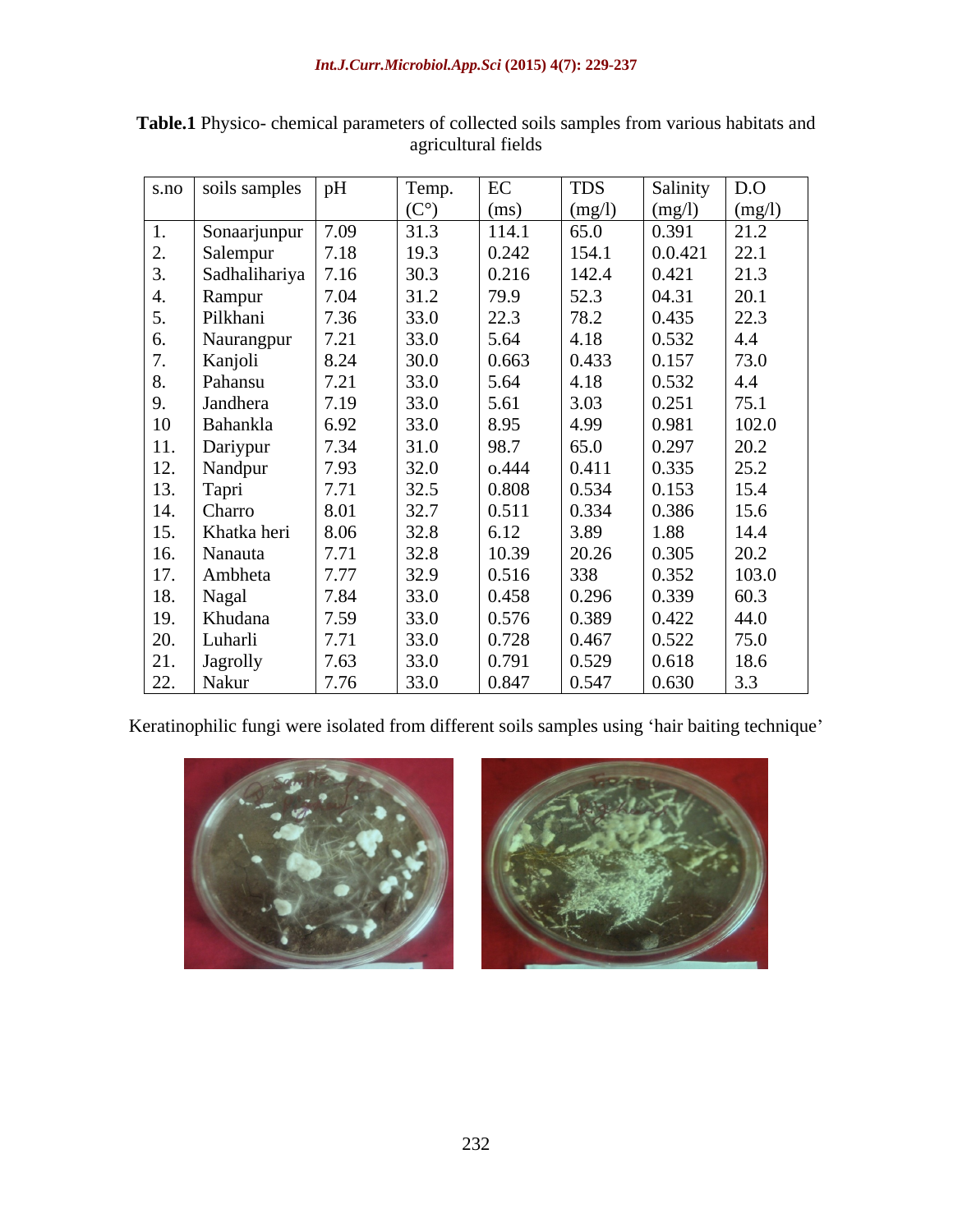**Table.1** Physico- chemical parameters of collected soils samples from various habitats and agricultural fields

| s.no | soils samples | pH | Temp. (C°) | EC (ms) | TDS (mg/l) | Salinity (mg/l) | D.O (mg/l) |
|---|---|---|---|---|---|---|---|
| 1. | Sonaarjunpur | 7.09 | 31.3 | 114.1 | 65.0 | 0.391 | 21.2 |
| 2. | Salempur | 7.18 | 19.3 | 0.242 | 154.1 | 0.0.421 | 22.1 |
| 3. | Sadhalihariya | 7.16 | 30.3 | 0.216 | 142.4 | 0.421 | 21.3 |
| 4. | Rampur | 7.04 | 31.2 | 79.9 | 52.3 | 04.31 | 20.1 |
| 5. | Pilkhani | 7.36 | 33.0 | 22.3 | 78.2 | 0.435 | 22.3 |
| 6. | Naurangpur | 7.21 | 33.0 | 5.64 | 4.18 | 0.532 | 4.4 |
| 7. | Kanjoli | 8.24 | 30.0 | 0.663 | 0.433 | 0.157 | 73.0 |
| 8. | Pahansu | 7.21 | 33.0 | 5.64 | 4.18 | 0.532 | 4.4 |
| 9. | Jandhera | 7.19 | 33.0 | 5.61 | 3.03 | 0.251 | 75.1 |
| 10 | Bahankla | 6.92 | 33.0 | 8.95 | 4.99 | 0.981 | 102.0 |
| 11. | Dariypur | 7.34 | 31.0 | 98.7 | 65.0 | 0.297 | 20.2 |
| 12. | Nandpur | 7.93 | 32.0 | o.444 | 0.411 | 0.335 | 25.2 |
| 13. | Tapri | 7.71 | 32.5 | 0.808 | 0.534 | 0.153 | 15.4 |
| 14. | Charro | 8.01 | 32.7 | 0.511 | 0.334 | 0.386 | 15.6 |
| 15. | Khatka heri | 8.06 | 32.8 | 6.12 | 3.89 | 1.88 | 14.4 |
| 16. | Nanauta | 7.71 | 32.8 | 10.39 | 20.26 | 0.305 | 20.2 |
| 17. | Ambheta | 7.77 | 32.9 | 0.516 | 338 | 0.352 | 103.0 |
| 18. | Nagal | 7.84 | 33.0 | 0.458 | 0.296 | 0.339 | 60.3 |
| 19. | Khudana | 7.59 | 33.0 | 0.576 | 0.389 | 0.422 | 44.0 |
| 20. | Luharli | 7.71 | 33.0 | 0.728 | 0.467 | 0.522 | 75.0 |
| 21. | Jagrolly | 7.63 | 33.0 | 0.791 | 0.529 | 0.618 | 18.6 |
| 22. | Nakur | 7.76 | 33.0 | 0.847 | 0.547 | 0.630 | 3.3 |

Keratinophilic fungi were isolated from different soils samples using 'hair baiting technique'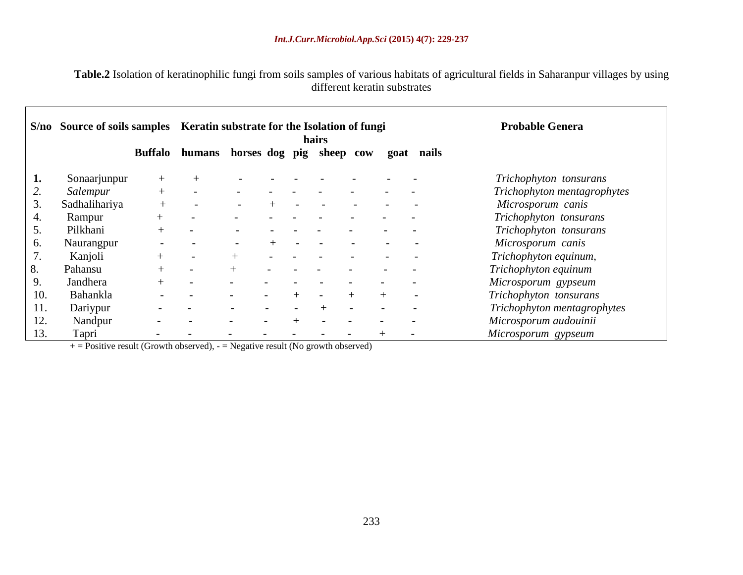**Table.2** Isolation of keratinophilic fungi from soils samples of various habitats of agricultural fields in Saharanpur villages by using different keratin substrates

| S/no | Source of soils samples | Keratin substrate for the Isolation of fungi hairs | | | | | | | | | Probable Genera |
|---|---|---|---|---|---|---|---|---|---|---|---|
| | | Buffalo | humans | horses | dog | pig | sheep | cow | goat | nails | |
| **1.** | Sonaarjunpur | + | + | - | - | - | - | - | - | - | *Trichophyton tonsurans* |
| *2.* | *Salempur* | + | - | - | - | - | - | - | - | - | *Trichophyton mentagrophytes* |
| 3. | Sadhalihariya | + | - | - | + | - | - | - | - | - | *Microsporum canis* |
| 4. | Rampur | + | - | - | - | - | - | - | - | - | *Trichophyton tonsurans* |
| 5. | Pilkhani | + | - | - | - | - | - | - | - | - | *Trichophyton tonsurans* |
| 6. | Naurangpur | - | - | - | + | - | - | - | - | - | *Microsporum canis* |
| 7. | Kanjoli | + | - | + | - | - | - | - | - | - | *Trichophyton equinum,* |
| 8. | Pahansu | + | - | + | - | - | - | - | - | - | *Trichophyton equinum* |
| 9. | Jandhera | + | - | - | - | - | - | - | - | - | *Microsporum gypseum* |
| 10. | Bahankla | - | - | - | - | + | - | + | + | - | *Trichophyton tonsurans* |
| 11. | Dariypur | - | - | - | - | - | + | - | - | - | *Trichophyton mentagrophytes* |
| 12. | Nandpur | - | - | - | - | + | - | - | - | - | *Microsporum audouinii* |
| 13. | Tapri | - | - | - | - | - | - | - | + | - | *Microsporum gypseum* |

+ = Positive result (Growth observed), - = Negative result (No growth observed)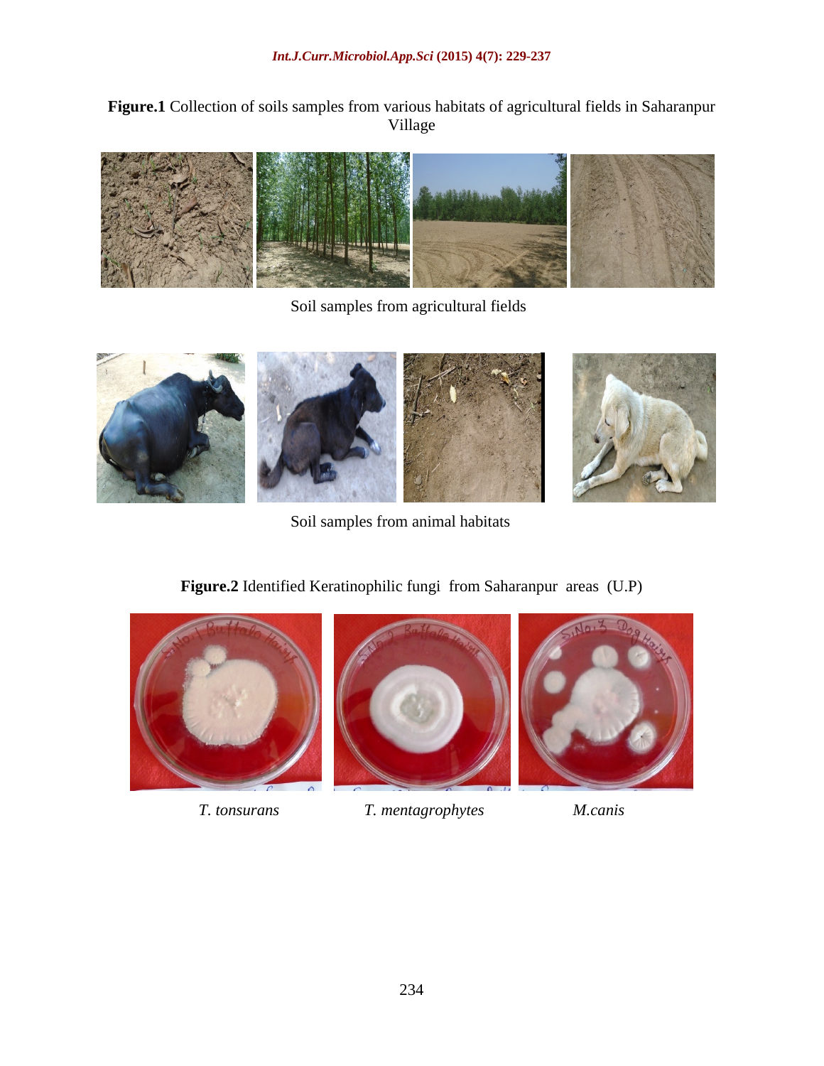**Figure.1** Collection of soils samples from various habitats of agricultural fields in Saharanpur Village

Soil samples from agricultural fields

Soil samples from animal habitats

**Figure.2** Identified Keratinophilic fungi from Saharanpur areas (U.P)

*T. tonsurans* *T. mentagrophytes* *M.canis*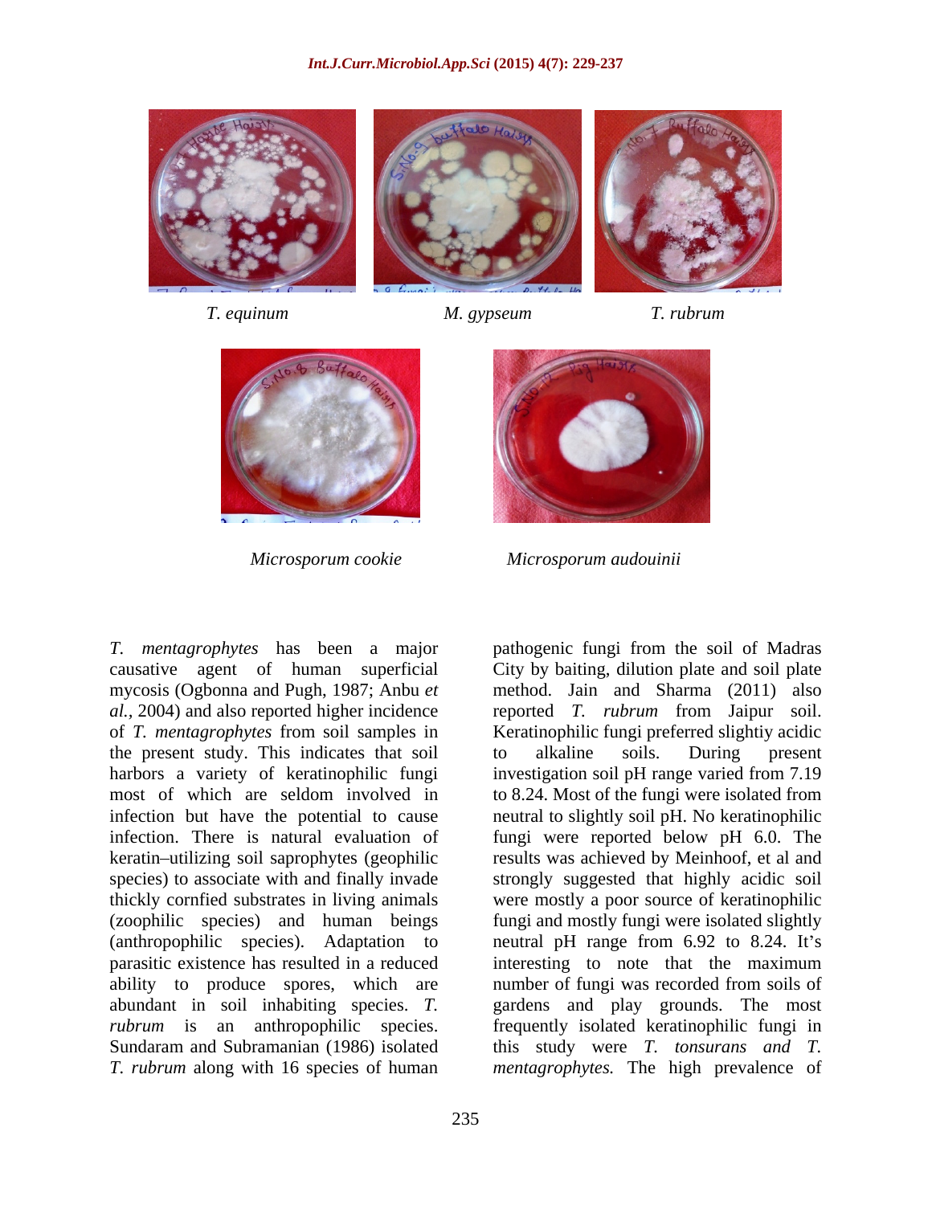*T. equinum* *M. gypseum* *T. rubrum*

*Microsporum cookie* *Microsporum audouinii*

*T. mentagrophytes* has been a major causative agent of human superficial mycosis (Ogbonna and Pugh, 1987; Anbu *et al.*, 2004) and also reported higher incidence of *T. mentagrophytes* from soil samples in the present study. This indicates that soil harbors a variety of keratinophilic fungi most of which are seldom involved in infection but have the potential to cause infection. There is natural evaluation of keratin–utilizing soil saprophytes (geophilic species) to associate with and finally invade thickly cornfied substrates in living animals (zoophilic species) and human beings (anthropophilic species). Adaptation to parasitic existence has resulted in a reduced ability to produce spores, which are abundant in soil inhabiting species. *T. rubrum* is an anthropophilic species. Sundaram and Subramanian (1986) isolated *T. rubrum* along with 16 species of human pathogenic fungi from the soil of Madras City by baiting, dilution plate and soil plate method. Jain and Sharma (2011) also reported *T. rubrum* from Jaipur soil. Keratinophilic fungi preferred slightiy acidic to alkaline soils. During present investigation soil pH range varied from 7.19 to 8.24. Most of the fungi were isolated from neutral to slightly soil pH. No keratinophilic fungi were reported below pH 6.0. The results was achieved by Meinhoof, et al and strongly suggested that highly acidic soil were mostly a poor source of keratinophilic fungi and mostly fungi were isolated slightly neutral pH range from 6.92 to 8.24. It's interesting to note that the maximum number of fungi was recorded from soils of gardens and play grounds. The most frequently isolated keratinophilic fungi in this study were *T. tonsurans and T. mentagrophytes.* The high prevalence of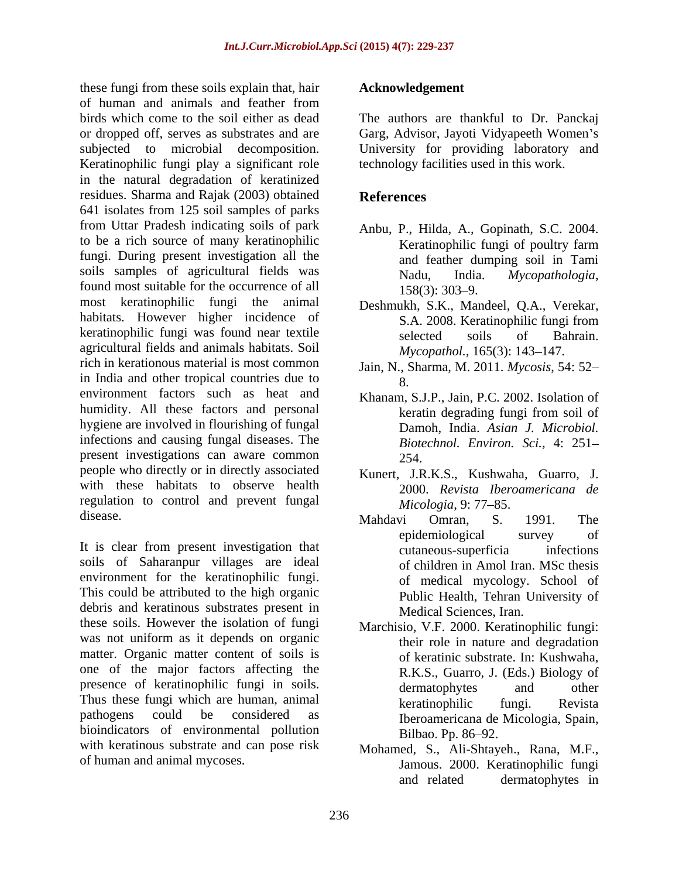these fungi from these soils explain that, hair of human and animals and feather from birds which come to the soil either as dead or dropped off, serves as substrates and are subjected to microbial decomposition. Keratinophilic fungi play a significant role in the natural degradation of keratinized residues. Sharma and Rajak (2003) obtained 641 isolates from 125 soil samples of parks from Uttar Pradesh indicating soils of park to be a rich source of many keratinophilic fungi. During present investigation all the soils samples of agricultural fields was found most suitable for the occurrence of all most keratinophilic fungi the animal habitats. However higher incidence of keratinophilic fungi was found near textile agricultural fields and animals habitats. Soil rich in kerationous material is most common in India and other tropical countries due to environment factors such as heat and humidity. All these factors and personal hygiene are involved in flourishing of fungal infections and causing fungal diseases. The present investigations can aware common people who directly or in directly associated with these habitats to observe health regulation to control and prevent fungal disease.

It is clear from present investigation that soils of Saharanpur villages are ideal environment for the keratinophilic fungi. This could be attributed to the high organic debris and keratinous substrates present in these soils. However the isolation of fungi was not uniform as it depends on organic matter. Organic matter content of soils is one of the major factors affecting the presence of keratinophilic fungi in soils. Thus these fungi which are human, animal pathogens could be considered as bioindicators of environmental pollution with keratinous substrate and can pose risk of human and animal mycoses.

## Acknowledgement

The authors are thankful to Dr. Panckaj Garg, Advisor, Jayoti Vidyapeeth Women's University for providing laboratory and technology facilities used in this work.

## References

Anbu, P., Hilda, A., Gopinath, S.C. 2004. Keratinophilic fungi of poultry farm and feather dumping soil in Tami Nadu, India. *Mycopathologia*, 158(3): 303–9.

Deshmukh, S.K., Mandeel, Q.A., Verekar, S.A. 2008. Keratinophilic fungi from selected soils of Bahrain. *Mycopathol.,* 165(3): 143–147.

Jain, N., Sharma, M. 2011. *Mycosis*, 54: 52–8.

Khanam, S.J.P., Jain, P.C. 2002. Isolation of keratin degrading fungi from soil of Damoh, India. *Asian J. Microbiol. Biotechnol. Environ. Sci.,* 4: 251–254.

Kunert, J.R.K.S., Kushwaha, Guarro, J. 2000. *Revista Iberoamericana de Micologia*, 9: 77–85.

Mahdavi Omran, S. 1991. The epidemiological survey of cutaneous-superficia infections of children in Amol Iran. MSc thesis of medical mycology. School of Public Health, Tehran University of Medical Sciences, Iran.

Marchisio, V.F. 2000. Keratinophilic fungi: their role in nature and degradation of keratinic substrate. In: Kushwaha, R.K.S., Guarro, J. (Eds.) Biology of dermatophytes and other keratinophilic fungi. Revista Iberoamericana de Micologia, Spain, Bilbao. Pp. 86–92.

Mohamed, S., Ali-Shtayeh., Rana, M.F., Jamous. 2000. Keratinophilic fungi and related dermatophytes in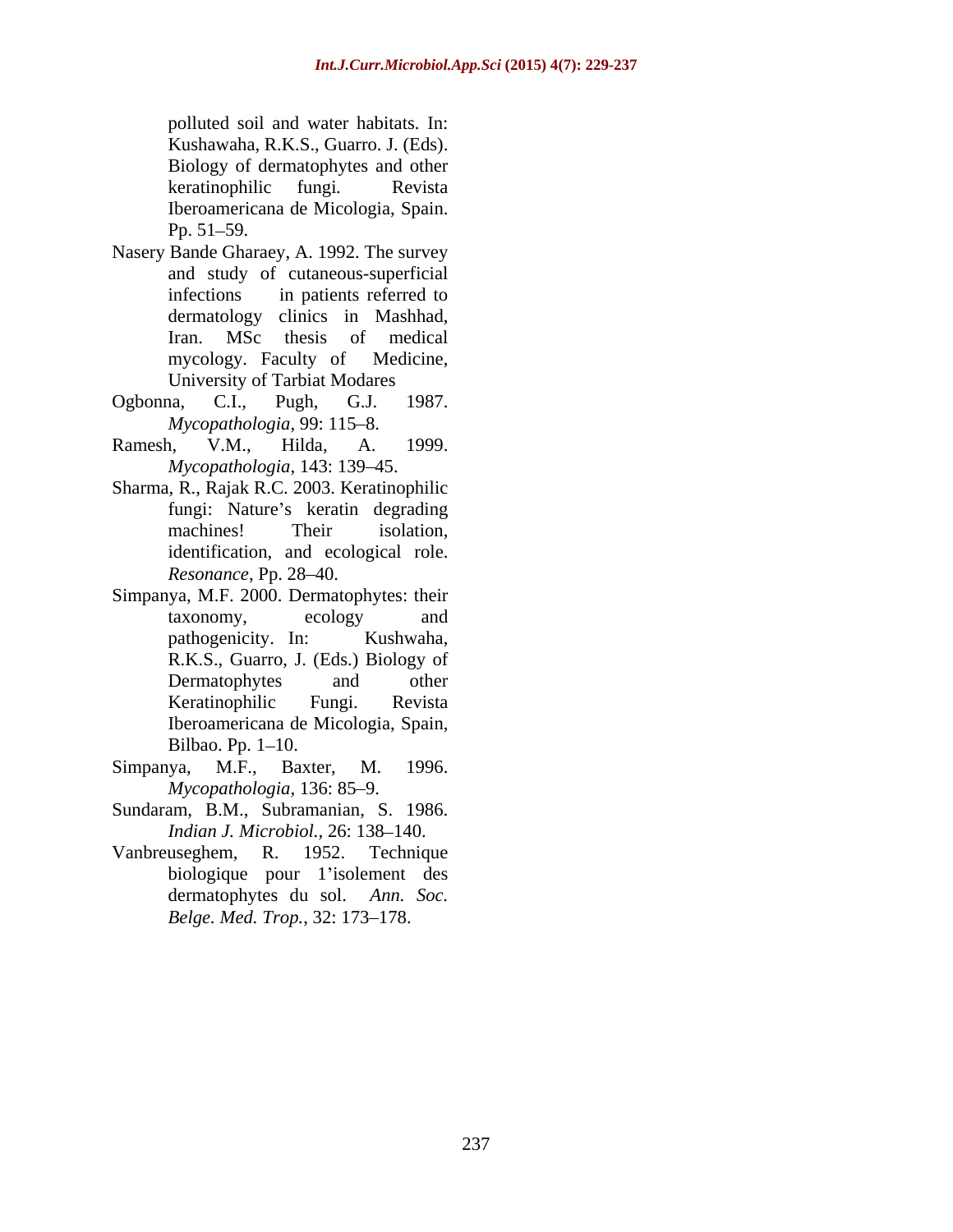polluted soil and water habitats. In: Kushawaha, R.K.S., Guarro. J. (Eds). Biology of dermatophytes and other keratinophilic fungi. Revista Iberoamericana de Micologia, Spain. Pp. 51–59.

Nasery Bande Gharaey, A. 1992. The survey and study of cutaneous-superficial infections in patients referred to dermatology clinics in Mashhad, Iran. MSc thesis of medical mycology. Faculty of Medicine, University of Tarbiat Modares

Ogbonna, C.I., Pugh, G.J. 1987. *Mycopathologia*, 99: 115–8.

Ramesh, V.M., Hilda, A. 1999. *Mycopathologia*, 143: 139–45.

Sharma, R., Rajak R.C. 2003. Keratinophilic fungi: Nature's keratin degrading machines! Their isolation, identification, and ecological role. *Resonance*, Pp. 28–40.

Simpanya, M.F. 2000. Dermatophytes: their taxonomy, ecology and pathogenicity. In: Kushwaha, R.K.S., Guarro, J. (Eds.) Biology of Dermatophytes and other Keratinophilic Fungi. Revista Iberoamericana de Micologia, Spain, Bilbao. Pp. 1–10.

Simpanya, M.F., Baxter, M. 1996. *Mycopathologia*, 136: 85–9.

Sundaram, B.M., Subramanian, S. 1986. *Indian J. Microbiol.*, 26: 138–140.

Vanbreuseghem, R. 1952. Technique biologique pour 1'isolement des dermatophytes du sol. *Ann. Soc. Belge. Med. Trop.*, 32: 173–178.